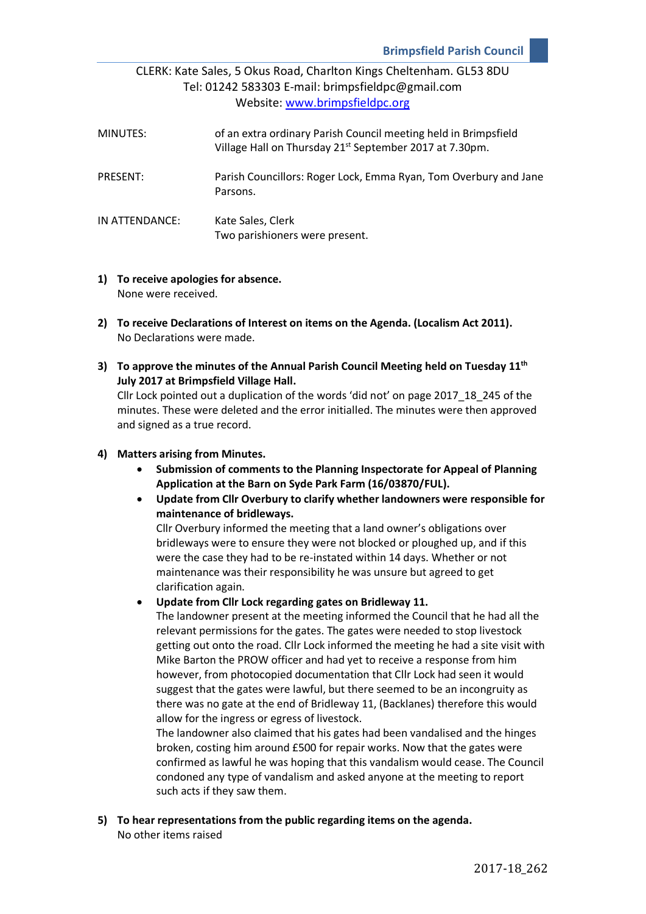CLERK: Kate Sales, 5 Okus Road, Charlton Kings Cheltenham. GL53 8DU
Tel: 01242 583303 E-mail: brimpsfieldpc@gmail.com
Website: www.brimpsfieldpc.org

MINUTES: of an extra ordinary Parish Council meeting held in Brimpsfield Village Hall on Thursday 21st September 2017 at 7.30pm.

PRESENT: Parish Councillors: Roger Lock, Emma Ryan, Tom Overbury and Jane Parsons.

IN ATTENDANCE: Kate Sales, Clerk
Two parishioners were present.

1) **To receive apologies for absence.**
   None were received.

2) **To receive Declarations of Interest on items on the Agenda. (Localism Act 2011).**
   No Declarations were made.

3) **To approve the minutes of the Annual Parish Council Meeting held on Tuesday 11th July 2017 at Brimpsfield Village Hall.**
   Cllr Lock pointed out a duplication of the words 'did not' on page 2017_18_245 of the minutes. These were deleted and the error initialled. The minutes were then approved and signed as a true record.

4) **Matters arising from Minutes.**
   - **Submission of comments to the Planning Inspectorate for Appeal of Planning Application at the Barn on Syde Park Farm (16/03870/FUL).**
   - **Update from Cllr Overbury to clarify whether landowners were responsible for maintenance of bridleways.**
     Cllr Overbury informed the meeting that a land owner's obligations over bridleways were to ensure they were not blocked or ploughed up, and if this were the case they had to be re-instated within 14 days. Whether or not maintenance was their responsibility he was unsure but agreed to get clarification again.
   - **Update from Cllr Lock regarding gates on Bridleway 11.**
     The landowner present at the meeting informed the Council that he had all the relevant permissions for the gates. The gates were needed to stop livestock getting out onto the road. Cllr Lock informed the meeting he had a site visit with Mike Barton the PROW officer and had yet to receive a response from him however, from photocopied documentation that Cllr Lock had seen it would suggest that the gates were lawful, but there seemed to be an incongruity as there was no gate at the end of Bridleway 11, (Backlanes) therefore this would allow for the ingress or egress of livestock.
     The landowner also claimed that his gates had been vandalised and the hinges broken, costing him around £500 for repair works. Now that the gates were confirmed as lawful he was hoping that this vandalism would cease. The Council condoned any type of vandalism and asked anyone at the meeting to report such acts if they saw them.

5) **To hear representations from the public regarding items on the agenda.**
   No other items raised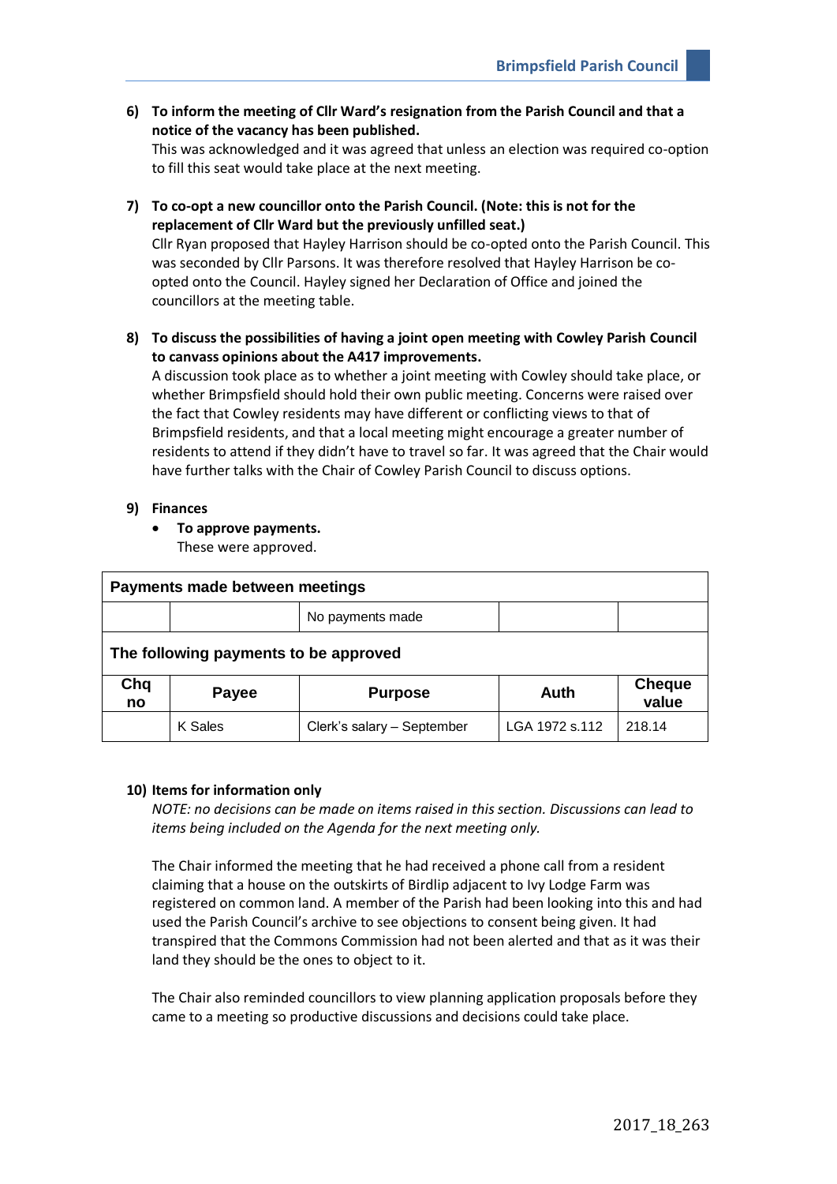6) **To inform the meeting of Cllr Ward's resignation from the Parish Council and that a notice of the vacancy has been published.**
   This was acknowledged and it was agreed that unless an election was required co-option to fill this seat would take place at the next meeting.

7) **To co-opt a new councillor onto the Parish Council. (Note: this is not for the replacement of Cllr Ward but the previously unfilled seat.)**
   Cllr Ryan proposed that Hayley Harrison should be co-opted onto the Parish Council. This was seconded by Cllr Parsons. It was therefore resolved that Hayley Harrison be co-opted onto the Council. Hayley signed her Declaration of Office and joined the councillors at the meeting table.

8) **To discuss the possibilities of having a joint open meeting with Cowley Parish Council to canvass opinions about the A417 improvements.**
   A discussion took place as to whether a joint meeting with Cowley should take place, or whether Brimpsfield should hold their own public meeting. Concerns were raised over the fact that Cowley residents may have different or conflicting views to that of Brimpsfield residents, and that a local meeting might encourage a greater number of residents to attend if they didn't have to travel so far. It was agreed that the Chair would have further talks with the Chair of Cowley Parish Council to discuss options.

9) **Finances**
   - **To approve payments.**
     These were approved.

| **Payments made between meetings** | | | | |
|---|---|---|---|---|
| | | No payments made | | |
| **The following payments to be approved** | | | | |
| **Chq no** | **Payee** | **Purpose** | **Auth** | **Cheque value** |
| | K Sales | Clerk's salary – September | LGA 1972 s.112 | 218.14 |

10) **Items for information only**
    *NOTE: no decisions can be made on items raised in this section. Discussions can lead to items being included on the Agenda for the next meeting only.*

    The Chair informed the meeting that he had received a phone call from a resident claiming that a house on the outskirts of Birdlip adjacent to Ivy Lodge Farm was registered on common land. A member of the Parish had been looking into this and had used the Parish Council's archive to see objections to consent being given. It had transpired that the Commons Commission had not been alerted and that as it was their land they should be the ones to object to it.

    The Chair also reminded councillors to view planning application proposals before they came to a meeting so productive discussions and decisions could take place.

2017_18_263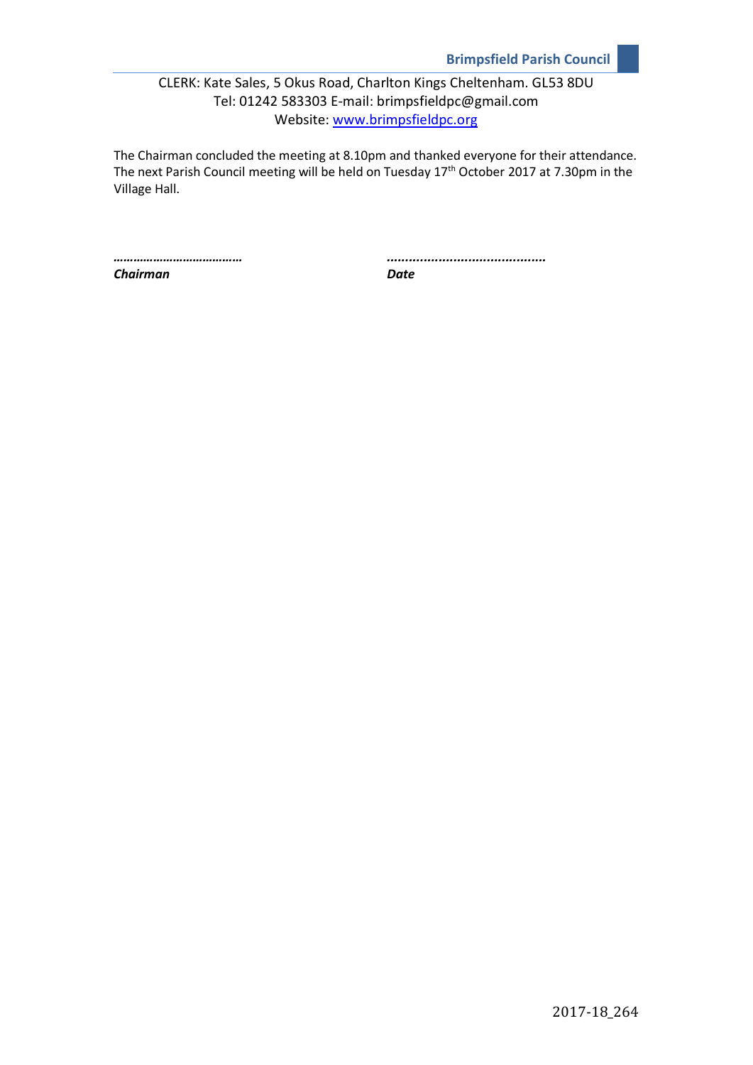CLERK: Kate Sales, 5 Okus Road, Charlton Kings Cheltenham. GL53 8DU
Tel: 01242 583303 E-mail: brimpsfieldpc@gmail.com
Website: [www.brimpsfieldpc.org](http://www.brimpsfieldpc.org)

The Chairman concluded the meeting at 8.10pm and thanked everyone for their attendance. The next Parish Council meeting will be held on Tuesday 17th October 2017 at 7.30pm in the Village Hall.

| | |
|---|---|
| ***………………………………*** | ***……………………………………*** |
| ***Chairman*** | ***Date*** |